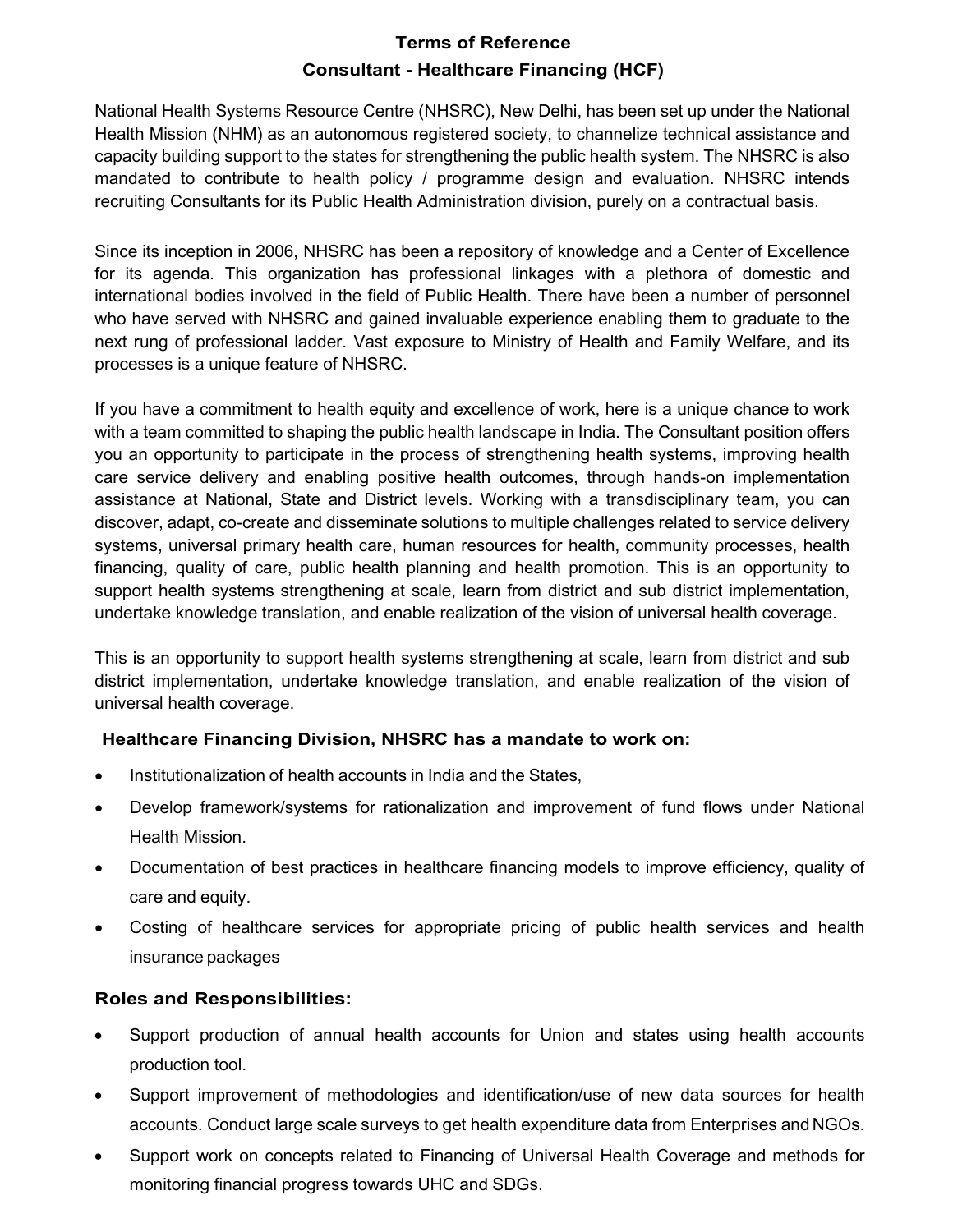# Terms of Reference

## Consultant - Healthcare Financing (HCF)

National Health Systems Resource Centre (NHSRC), New Delhi, has been set up under the National Health Mission (NHM) as an autonomous registered society, to channelize technical assistance and capacity building support to the states for strengthening the public health system. The NHSRC is also mandated to contribute to health policy / programme design and evaluation. NHSRC intends recruiting Consultants for its Public Health Administration division, purely on a contractual basis.

Since its inception in 2006, NHSRC has been a repository of knowledge and a Center of Excellence for its agenda. This organization has professional linkages with a plethora of domestic and international bodies involved in the field of Public Health. There have been a number of personnel who have served with NHSRC and gained invaluable experience enabling them to graduate to the next rung of professional ladder. Vast exposure to Ministry of Health and Family Welfare, and its processes is a unique feature of NHSRC.

If you have a commitment to health equity and excellence of work, here is a unique chance to work with a team committed to shaping the public health landscape in India. The Consultant position offers you an opportunity to participate in the process of strengthening health systems, improving health care service delivery and enabling positive health outcomes, through hands-on implementation assistance at National, State and District levels. Working with a transdisciplinary team, you can discover, adapt, co-create and disseminate solutions to multiple challenges related to service delivery systems, universal primary health care, human resources for health, community processes, health financing, quality of care, public health planning and health promotion. This is an opportunity to support health systems strengthening at scale, learn from district and sub district implementation, undertake knowledge translation, and enable realization of the vision of universal health coverage.

This is an opportunity to support health systems strengthening at scale, learn from district and sub district implementation, undertake knowledge translation, and enable realization of the vision of universal health coverage.

**Healthcare Financing Division, NHSRC has a mandate to work on:**

- Institutionalization of health accounts in India and the States,
- Develop framework/systems for rationalization and improvement of fund flows under National Health Mission.
- Documentation of best practices in healthcare financing models to improve efficiency, quality of care and equity.
- Costing of healthcare services for appropriate pricing of public health services and health insurance packages

### Roles and Responsibilities:

- Support production of annual health accounts for Union and states using health accounts production tool.
- Support improvement of methodologies and identification/use of new data sources for health accounts. Conduct large scale surveys to get health expenditure data from Enterprises and NGOs.
- Support work on concepts related to Financing of Universal Health Coverage and methods for monitoring financial progress towards UHC and SDGs.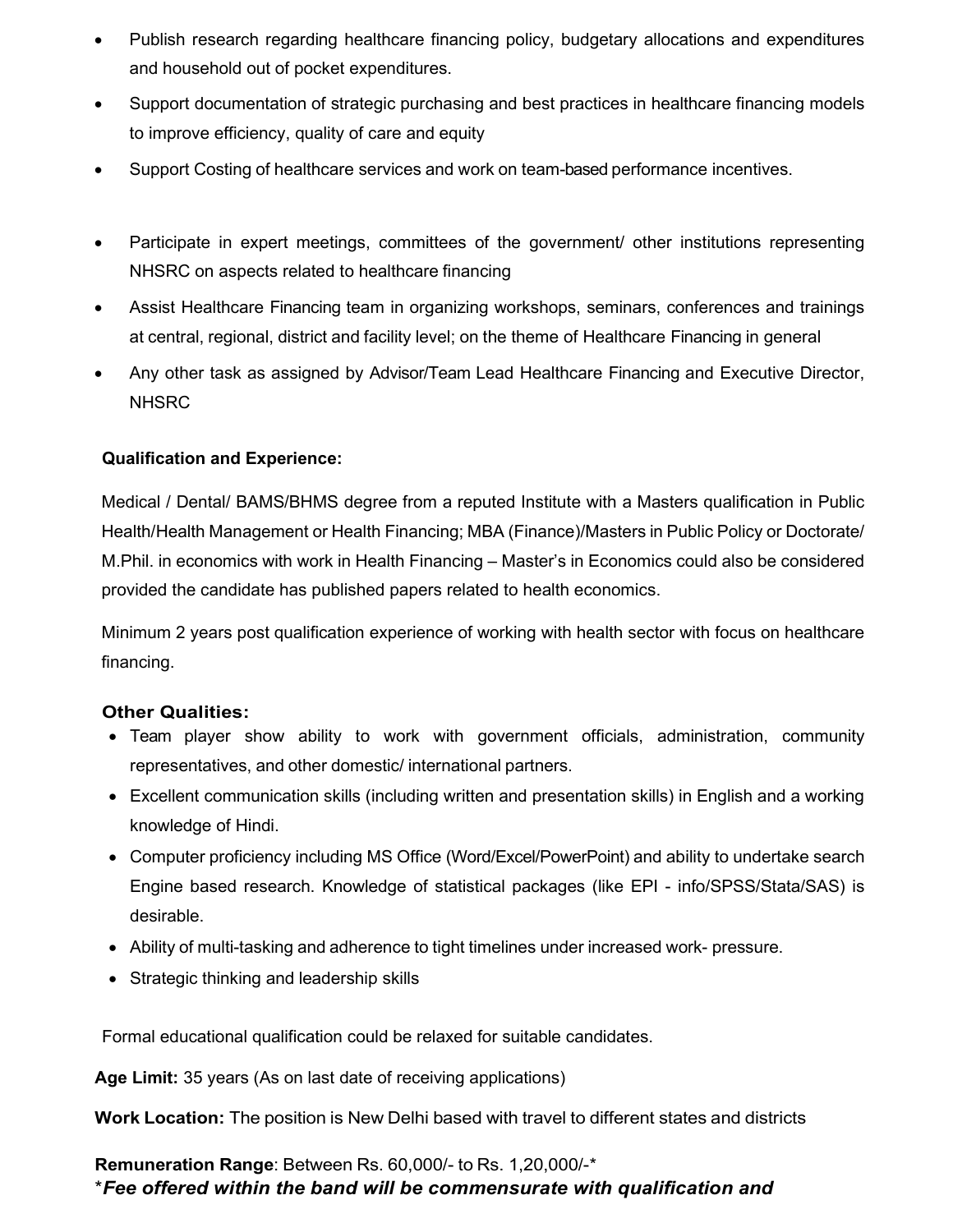- Publish research regarding healthcare financing policy, budgetary allocations and expenditures and household out of pocket expenditures.
- Support documentation of strategic purchasing and best practices in healthcare financing models to improve efficiency, quality of care and equity
- Support Costing of healthcare services and work on team-based performance incentives.
- Participate in expert meetings, committees of the government/ other institutions representing NHSRC on aspects related to healthcare financing
- Assist Healthcare Financing team in organizing workshops, seminars, conferences and trainings at central, regional, district and facility level; on the theme of Healthcare Financing in general
- Any other task as assigned by Advisor/Team Lead Healthcare Financing and Executive Director, NHSRC

**Qualification and Experience:**

Medical / Dental/ BAMS/BHMS degree from a reputed Institute with a Masters qualification in Public Health/Health Management or Health Financing; MBA (Finance)/Masters in Public Policy or Doctorate/ M.Phil. in economics with work in Health Financing – Master's in Economics could also be considered provided the candidate has published papers related to health economics.

Minimum 2 years post qualification experience of working with health sector with focus on healthcare financing.

**Other Qualities:**

- Team player show ability to work with government officials, administration, community representatives, and other domestic/ international partners.
- Excellent communication skills (including written and presentation skills) in English and a working knowledge of Hindi.
- Computer proficiency including MS Office (Word/Excel/PowerPoint) and ability to undertake search Engine based research. Knowledge of statistical packages (like EPI - info/SPSS/Stata/SAS) is desirable.
- Ability of multi-tasking and adherence to tight timelines under increased work- pressure.
- Strategic thinking and leadership skills

Formal educational qualification could be relaxed for suitable candidates.

**Age Limit:** 35 years (As on last date of receiving applications)

**Work Location:** The position is New Delhi based with travel to different states and districts

**Remuneration Range**: Between Rs. 60,000/- to Rs. 1,20,000/-*

****Fee offered within the band will be commensurate with qualification and***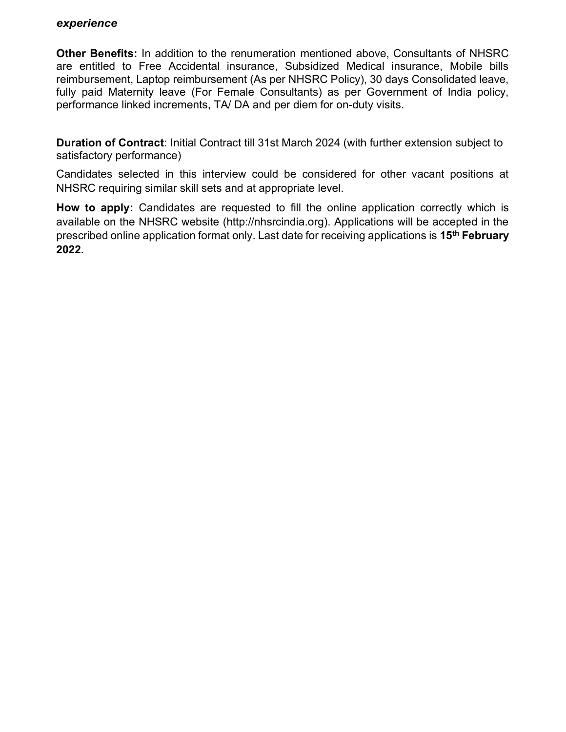***experience***

**Other Benefits:** In addition to the renumeration mentioned above, Consultants of NHSRC are entitled to Free Accidental insurance, Subsidized Medical insurance, Mobile bills reimbursement, Laptop reimbursement (As per NHSRC Policy), 30 days Consolidated leave, fully paid Maternity leave (For Female Consultants) as per Government of India policy, performance linked increments, TA/ DA and per diem for on-duty visits.

**Duration of Contract**: Initial Contract till 31st March 2024 (with further extension subject to satisfactory performance)

Candidates selected in this interview could be considered for other vacant positions at NHSRC requiring similar skill sets and at appropriate level.

**How to apply:** Candidates are requested to fill the online application correctly which is available on the NHSRC website (http://nhsrcindia.org). Applications will be accepted in the prescribed online application format only. Last date for receiving applications is **15th February 2022.**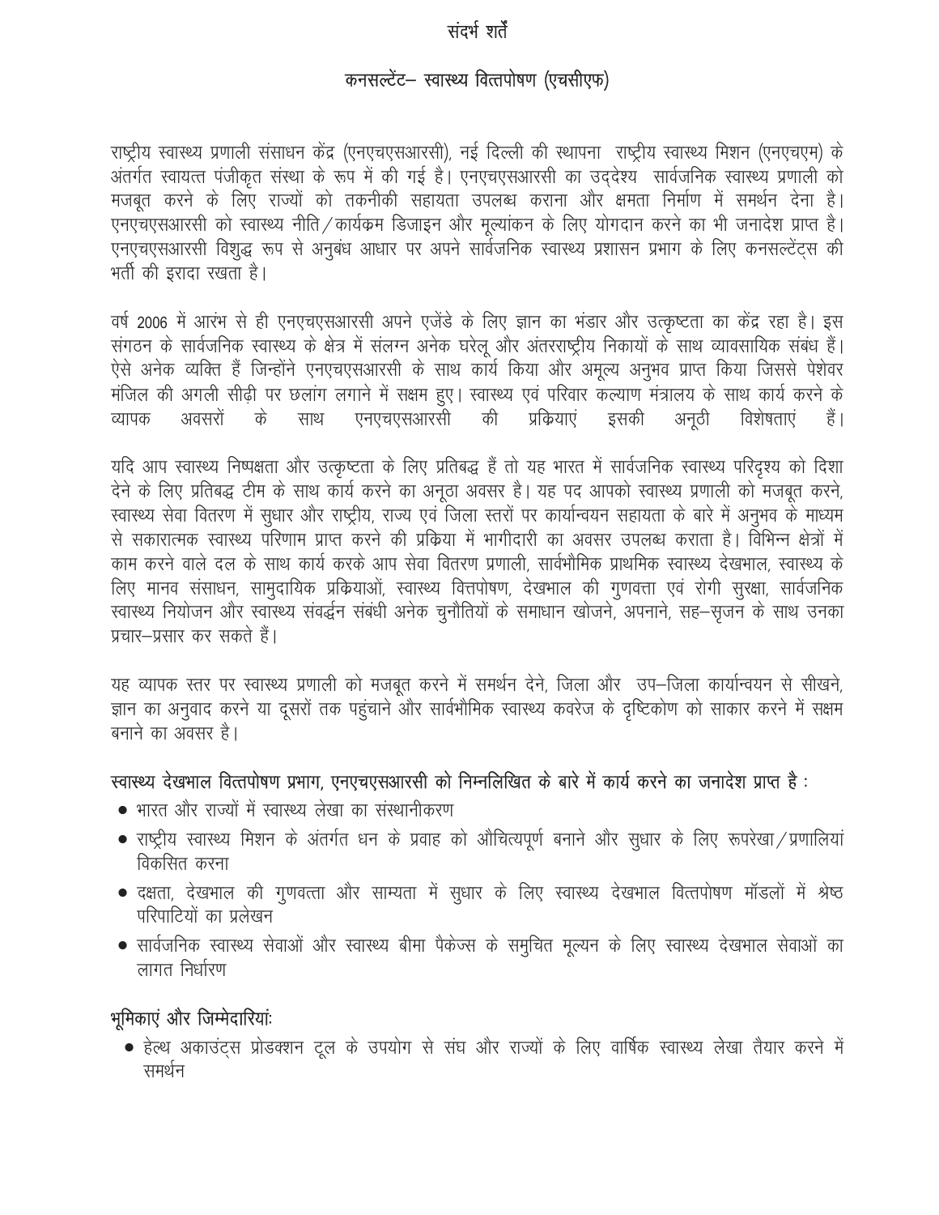# संदर्भ शर्तें

## कनसल्टेंट– स्वास्थ्य वित्तपोषण (एचसीएफ)

राष्ट्रीय स्वास्थ्य प्रणाली संसाधन केंद्र (एनएचएसआरसी), नई दिल्ली की स्थापना राष्ट्रीय स्वास्थ्य मिशन (एनएचएम) के अंतर्गत स्वायत्त पंजीकृत संस्था के रूप में की गई है। एनएचएसआरसी का उद्देश्य सार्वजनिक स्वास्थ्य प्रणाली को मजबूत करने के लिए राज्यों को तकनीकी सहायता उपलब्ध कराना और क्षमता निर्माण में समर्थन देना है। एनएचएसआरसी को स्वास्थ्य नीति/कार्यक्रम डिजाइन और मूल्यांकन के लिए योगदान करने का भी जनादेश प्राप्त है। एनएचएसआरसी विशुद्ध रूप से अनुबंध आधार पर अपने सार्वजनिक स्वास्थ्य प्रशासन प्रभाग के लिए कनसल्टेंट्स की भर्ती की इरादा रखता है।

वर्ष 2006 में आरंभ से ही एनएचएसआरसी अपने एजेंडे के लिए ज्ञान का भंडार और उत्कृष्टता का केंद्र रहा है। इस संगठन के सार्वजनिक स्वास्थ्य के क्षेत्र में संलग्न अनेक घरेलू और अंतरराष्ट्रीय निकायों के साथ व्यावसायिक संबंध हैं। ऐसे अनेक व्यक्ति हैं जिन्होंने एनएचएसआरसी के साथ कार्य किया और अमूल्य अनुभव प्राप्त किया जिससे पेशेवर मंजिल की अगली सीढ़ी पर छलांग लगाने में सक्षम हुए। स्वास्थ्य एवं परिवार कल्याण मंत्रालय के साथ कार्य करने के व्यापक अवसरों के साथ एनएचएसआरसी की प्रक्रियाएं इसकी अनूठी विशेषताएं हैं।

यदि आप स्वास्थ्य निष्पक्षता और उत्कृष्टता के लिए प्रतिबद्ध हैं तो यह भारत में सार्वजनिक स्वास्थ्य परिदृश्य को दिशा देने के लिए प्रतिबद्ध टीम के साथ कार्य करने का अनूठा अवसर है। यह पद आपको स्वास्थ्य प्रणाली को मजबूत करने, स्वास्थ्य सेवा वितरण में सुधार और राष्ट्रीय, राज्य एवं जिला स्तरों पर कार्यान्वयन सहायता के बारे में अनुभव के माध्यम से सकारात्मक स्वास्थ्य परिणाम प्राप्त करने की प्रकिया में भागीदारी का अवसर उपलब्ध कराता है। विभिन्न क्षेत्रों में काम करने वाले दल के साथ कार्य करके आप सेवा वितरण प्रणाली, सार्वभौमिक प्राथमिक स्वास्थ्य देखभाल, स्वास्थ्य के लिए मानव संसाधन, सामुदायिक प्रक्रियाओं, स्वास्थ्य वित्तपोषण, देखभाल की गुणवत्ता एवं रोगी सुरक्षा, सार्वजनिक स्वास्थ्य नियोजन और स्वास्थ्य संवर्द्धन संबंधी अनेक चुनौतियों के समाधान खोजने, अपनाने, सह–सृजन के साथ उनका प्रचार–प्रसार कर सकते हैं।

यह व्यापक स्तर पर स्वास्थ्य प्रणाली को मजबूत करने में समर्थन देने, जिला और उप–जिला कार्यान्वयन से सीखने, ज्ञान का अनुवाद करने या दूसरों तक पहुंचाने और सार्वभौमिक स्वास्थ्य कवरेज के दृष्टिकोण को साकार करने में सक्षम बनाने का अवसर है।

**स्वास्थ्य देखभाल वित्तपोषण प्रभाग, एनएचएसआरसी को निम्नलिखित के बारे में कार्य करने का जनादेश प्राप्त है :**

- भारत और राज्यों में स्वास्थ्य लेखा का संस्थानीकरण
- राष्ट्रीय स्वास्थ्य मिशन के अंतर्गत धन के प्रवाह को औचित्यपूर्ण बनाने और सुधार के लिए रूपरेखा/प्रणालियां विकसित करना
- दक्षता, देखभाल की गुणवत्ता और साम्यता में सुधार के लिए स्वास्थ्य देखभाल वित्तपोषण मॉडलों में श्रेष्ठ परिपाटियों का प्रलेखन
- सार्वजनिक स्वास्थ्य सेवाओं और स्वास्थ्य बीमा पैकेज्स के समुचित मूल्यन के लिए स्वास्थ्य देखभाल सेवाओं का लागत निर्धारण

**भूमिकाएं और जिम्मेदारियां:**

- हेल्थ अकाउंट्स प्रोडक्शन टूल के उपयोग से संघ और राज्यों के लिए वार्षिक स्वास्थ्य लेखा तैयार करने में समर्थन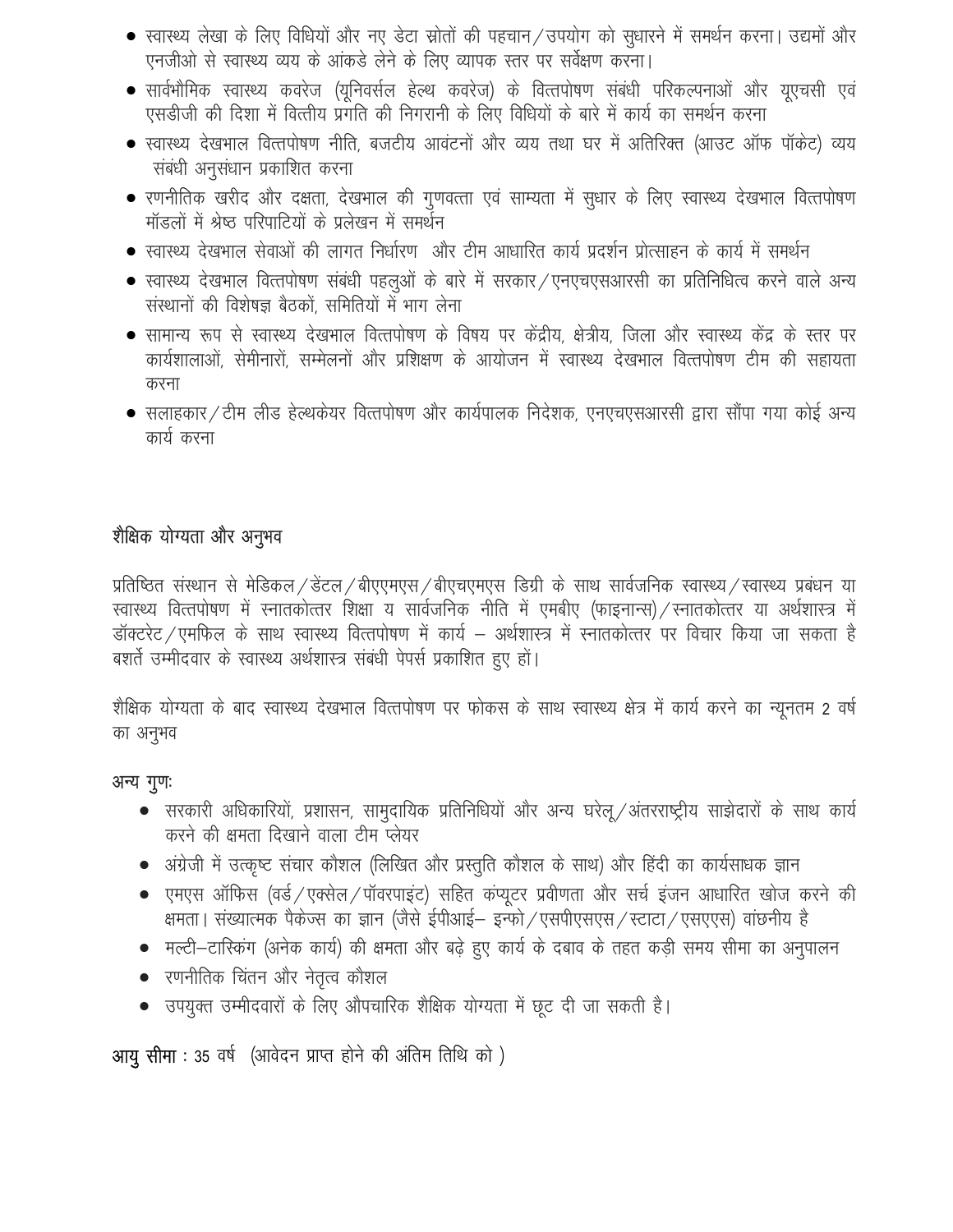- स्वास्थ्य लेखा के लिए विधियों और नए डेटा स्रोतों की पहचान/उपयोग को सुधारने में समर्थन करना। उद्यमों और एनजीओ से स्वास्थ्य व्यय के आंकडे लेने के लिए व्यापक स्तर पर सर्वेक्षण करना।
- सार्वभौमिक स्वास्थ्य कवरेज (यूनिवर्सल हेल्थ कवरेज) के वित्तपोषण संबंधी परिकल्पनाओं और यूएचसी एवं एसडीजी की दिशा में वित्तीय प्रगति की निगरानी के लिए विधियों के बारे में कार्य का समर्थन करना
- स्वास्थ्य देखभाल वित्तपोषण नीति, बजटीय आवंटनों और व्यय तथा घर में अतिरिक्त (आउट ऑफ पॉकेट) व्यय संबंधी अनुसंधान प्रकाशित करना
- रणनीतिक खरीद और दक्षता, देखभाल की गुणवत्ता एवं साम्यता में सुधार के लिए स्वास्थ्य देखभाल वित्तपोषण मॉडलों में श्रेष्ठ परिपाटियों के प्रलेखन में समर्थन
- स्वास्थ्य देखभाल सेवाओं की लागत निर्धारण और टीम आधारित कार्य प्रदर्शन प्रोत्साहन के कार्य में समर्थन
- स्वास्थ्य देखभाल वित्तपोषण संबंधी पहलुओं के बारे में सरकार/एनएचएसआरसी का प्रतिनिधित्व करने वाले अन्य संस्थानों की विशेषज्ञ बैठकों, समितियों में भाग लेना
- सामान्य रूप से स्वास्थ्य देखभाल वित्तपोषण के विषय पर केंद्रीय, क्षेत्रीय, जिला और स्वास्थ्य केंद्र के स्तर पर कार्यशालाओं, सेमीनारों, सम्मेलनों और प्रशिक्षण के आयोजन में स्वास्थ्य देखभाल वित्तपोषण टीम की सहायता करना
- सलाहकार/टीम लीड हेल्थकेयर वित्तपोषण और कार्यपालक निदेशक, एनएचएसआरसी द्वारा सौंपा गया कोई अन्य कार्य करना

## शैक्षिक योग्यता और अनुभव

प्रतिष्ठित संस्थान से मेडिकल/डेंटल/बीएएमएस/बीएचएमएस डिग्री के साथ सार्वजनिक स्वास्थ्य/स्वास्थ्य प्रबंधन या स्वास्थ्य वित्तपोषण में स्नातकोत्तर शिक्षा य सार्वजनिक नीति में एमबीए (फाइनान्स)/स्नातकोत्तर या अर्थशास्त्र में डॉक्टरेट/एमफिल के साथ स्वास्थ्य वित्तपोषण में कार्य – अर्थशास्त्र में स्नातकोत्तर पर विचार किया जा सकता है बशर्ते उम्मीदवार के स्वास्थ्य अर्थशास्त्र संबंधी पेपर्स प्रकाशित हुए हों।

शैक्षिक योग्यता के बाद स्वास्थ्य देखभाल वित्तपोषण पर फोकस के साथ स्वास्थ्य क्षेत्र में कार्य करने का न्यूनतम 2 वर्ष का अनुभव

**अन्य गुणः**

- सरकारी अधिकारियों, प्रशासन, सामुदायिक प्रतिनिधियों और अन्य घरेलू/अंतरराष्ट्रीय साझेदारों के साथ कार्य करने की क्षमता दिखाने वाला टीम प्लेयर
- अंग्रेजी में उत्कृष्ट संचार कौशल (लिखित और प्रस्तुति कौशल के साथ) और हिंदी का कार्यसाधक ज्ञान
- एमएस ऑफिस (वर्ड/एक्सेल/पॉवरपाइंट) सहित कंप्यूटर प्रवीणता और सर्च इंजन आधारित खोज करने की क्षमता। संख्यात्मक पैकेज्स का ज्ञान (जैसे ईपीआई– इन्फो/एसपीएसएस/स्टाटा/एसएएस) वांछनीय है
- मल्टी–टास्किंग (अनेक कार्य) की क्षमता और बढ़े हुए कार्य के दबाव के तहत कड़ी समय सीमा का अनुपालन
- रणनीतिक चिंतन और नेतृत्व कौशल
- उपयुक्त उम्मीदवारों के लिए औपचारिक शैक्षिक योग्यता में छूट दी जा सकती है।

**आयु सीमा** : 35 वर्ष (आवेदन प्राप्त होने की अंतिम तिथि को )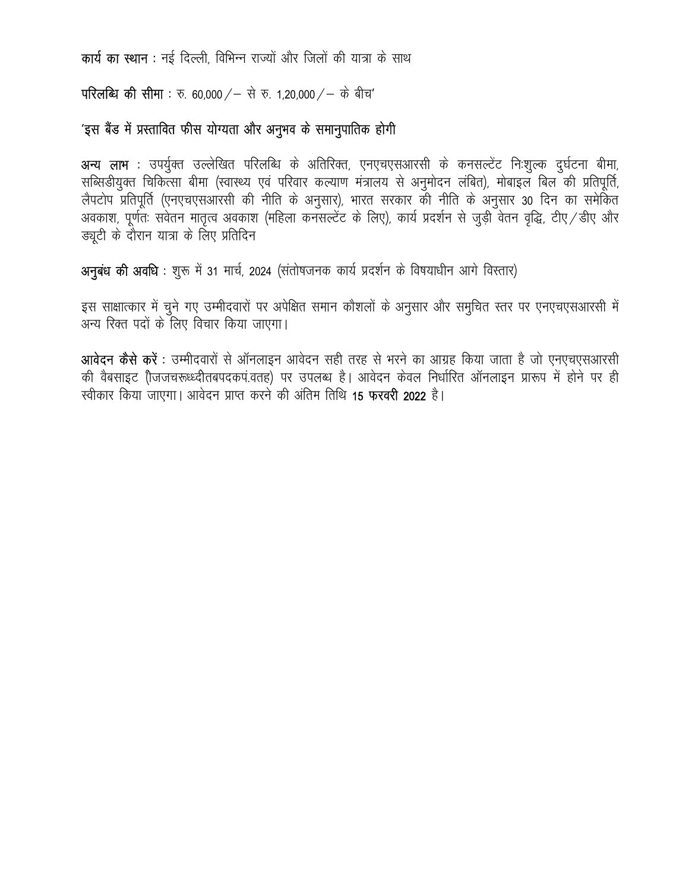**कार्य का स्थान** : नई दिल्ली, विभिन्न राज्यों और जिलों की यात्रा के साथ

**परिलब्धि की सीमा** : रु. 60,000/– से रु. 1,20,000/– के बीच'

**'इस बैंड में प्रस्तावित फीस योग्यता और अनुभव के समानुपातिक होगी**

**अन्य लाभ** : उपर्युक्त उल्लेखित परिलब्धि के अतिरिक्त, एनएचएसआरसी के कनसल्टेंट निःशुल्क दुर्घटना बीमा, सब्सिडीयुक्त चिकित्सा बीमा (स्वास्थ्य एवं परिवार कल्याण मंत्रालय से अनुमोदन लंबित), मोबाइल बिल की प्रतिपूर्ति, लैपटोप प्रतिपूर्ति (एनएचएसआरसी की नीति के अनुसार), भारत सरकार की नीति के अनुसार 30 दिन का समेकित अवकाश, पूर्णतः सवेतन मातृत्व अवकाश (महिला कनसल्टेंट के लिए), कार्य प्रदर्शन से जुड़ी वेतन वृद्धि, टीए/डीए और ड्यूटी के दौरान यात्रा के लिए प्रतिदिन

**अनुबंध की अवधि** : शुरू में 31 मार्च, 2024 (संतोषजनक कार्य प्रदर्शन के विषयाधीन आगे विस्तार)

इस साक्षात्कार में चुने गए उम्मीदवारों पर अपेक्षित समान कौशलों के अनुसार और समुचित स्तर पर एनएचएसआरसी में अन्य रिक्त पदों के लिए विचार किया जाएगा।

**आवेदन कैसे करें** : उम्मीदवारों से ऑनलाइन आवेदन सही तरह से भरने का आग्रह किया जाता है जो एनएचएसआरसी की वैबसाइट (ीजजचरूध्ध्दीतबपदकपं.वतह) पर उपलब्ध है। आवेदन केवल निर्धारित ऑनलाइन प्रारूप में होने पर ही स्वीकार किया जाएगा। आवेदन प्राप्त करने की अंतिम तिथि **15 फरवरी 2022** है।